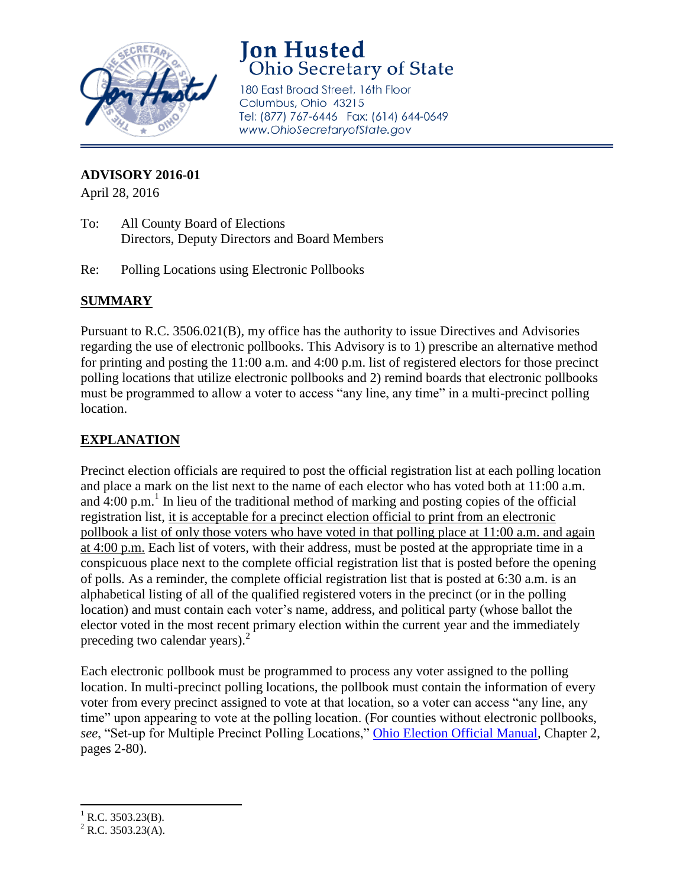# Jon Husted
## Ohio Secretary of State

180 East Broad Street, 16th Floor
Columbus, Ohio 43215
Tel: (877) 767-6446 Fax: (614) 644-0649
www.OhioSecretaryofState.gov

---

**ADVISORY 2016-01**
April 28, 2016

To: All County Board of Elections
Directors, Deputy Directors and Board Members

Re: Polling Locations using Electronic Pollbooks

## SUMMARY

Pursuant to R.C. 3506.021(B), my office has the authority to issue Directives and Advisories regarding the use of electronic pollbooks. This Advisory is to 1) prescribe an alternative method for printing and posting the 11:00 a.m. and 4:00 p.m. list of registered electors for those precinct polling locations that utilize electronic pollbooks and 2) remind boards that electronic pollbooks must be programmed to allow a voter to access "any line, any time" in a multi-precinct polling location.

## EXPLANATION

Precinct election officials are required to post the official registration list at each polling location and place a mark on the list next to the name of each elector who has voted both at 11:00 a.m. and 4:00 p.m.[1] In lieu of the traditional method of marking and posting copies of the official registration list, it is acceptable for a precinct election official to print from an electronic pollbook a list of only those voters who have voted in that polling place at 11:00 a.m. and again at 4:00 p.m. Each list of voters, with their address, must be posted at the appropriate time in a conspicuous place next to the complete official registration list that is posted before the opening of polls. As a reminder, the complete official registration list that is posted at 6:30 a.m. is an alphabetical listing of all of the qualified registered voters in the precinct (or in the polling location) and must contain each voter's name, address, and political party (whose ballot the elector voted in the most recent primary election within the current year and the immediately preceding two calendar years).[2]

Each electronic pollbook must be programmed to process any voter assigned to the polling location. In multi-precinct polling locations, the pollbook must contain the information of every voter from every precinct assigned to vote at that location, so a voter can access "any line, any time" upon appearing to vote at the polling location. (For counties without electronic pollbooks, *see*, "Set-up for Multiple Precinct Polling Locations," Ohio Election Official Manual, Chapter 2, pages 2-80).

---

[1] R.C. 3503.23(B).
[2] R.C. 3503.23(A).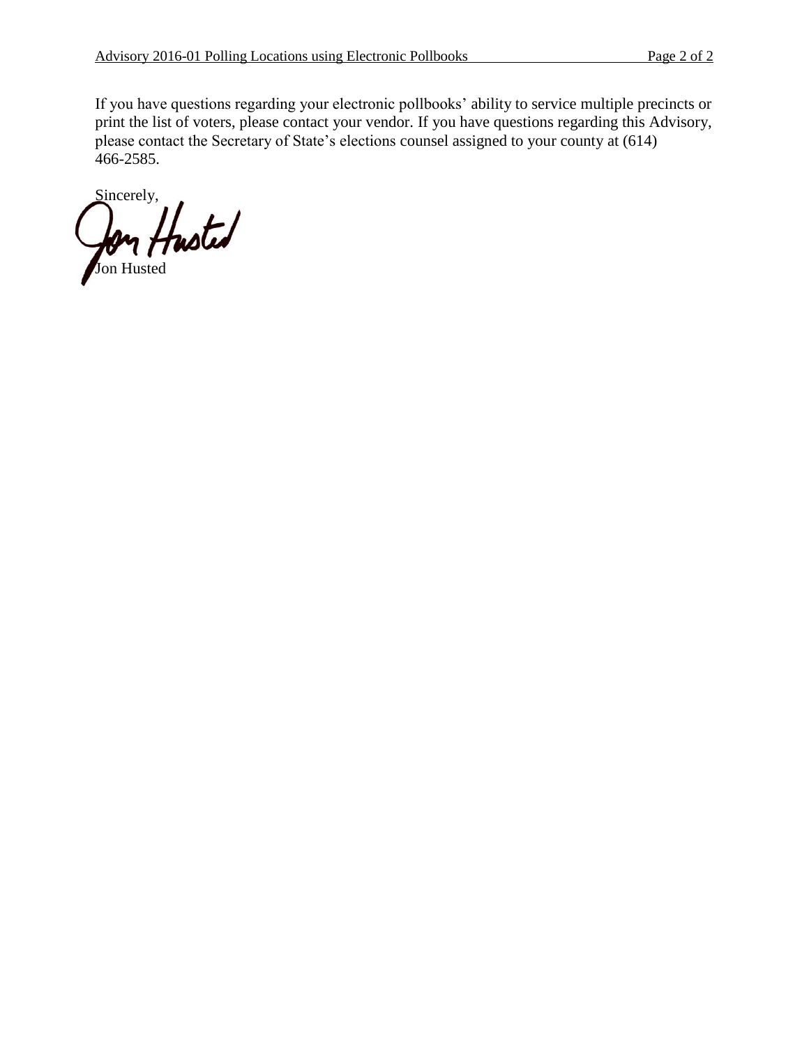If you have questions regarding your electronic pollbooks' ability to service multiple precincts or print the list of voters, please contact your vendor. If you have questions regarding this Advisory, please contact the Secretary of State's elections counsel assigned to your county at (614) 466-2585.

Sincerely,

Jon Husted